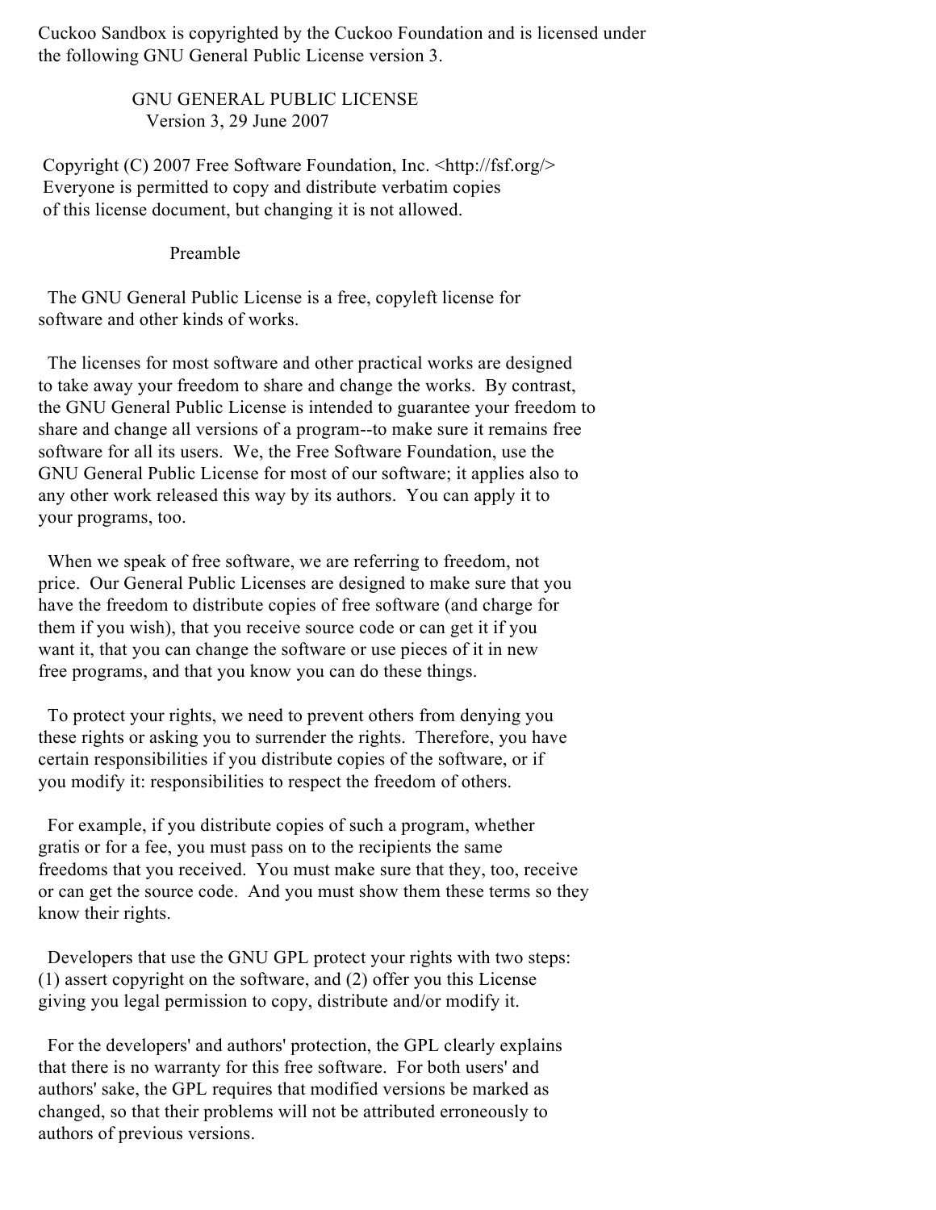Cuckoo Sandbox is copyrighted by the Cuckoo Foundation and is licensed under the following GNU General Public License version 3.

# GNU GENERAL PUBLIC LICENSE

Version 3, 29 June 2007

Copyright (C) 2007 Free Software Foundation, Inc. <http://fsf.org/>
Everyone is permitted to copy and distribute verbatim copies
of this license document, but changing it is not allowed.

## Preamble

The GNU General Public License is a free, copyleft license for software and other kinds of works.

The licenses for most software and other practical works are designed to take away your freedom to share and change the works. By contrast, the GNU General Public License is intended to guarantee your freedom to share and change all versions of a program--to make sure it remains free software for all its users. We, the Free Software Foundation, use the GNU General Public License for most of our software; it applies also to any other work released this way by its authors. You can apply it to your programs, too.

When we speak of free software, we are referring to freedom, not price. Our General Public Licenses are designed to make sure that you have the freedom to distribute copies of free software (and charge for them if you wish), that you receive source code or can get it if you want it, that you can change the software or use pieces of it in new free programs, and that you know you can do these things.

To protect your rights, we need to prevent others from denying you these rights or asking you to surrender the rights. Therefore, you have certain responsibilities if you distribute copies of the software, or if you modify it: responsibilities to respect the freedom of others.

For example, if you distribute copies of such a program, whether gratis or for a fee, you must pass on to the recipients the same freedoms that you received. You must make sure that they, too, receive or can get the source code. And you must show them these terms so they know their rights.

Developers that use the GNU GPL protect your rights with two steps: (1) assert copyright on the software, and (2) offer you this License giving you legal permission to copy, distribute and/or modify it.

For the developers' and authors' protection, the GPL clearly explains that there is no warranty for this free software. For both users' and authors' sake, the GPL requires that modified versions be marked as changed, so that their problems will not be attributed erroneously to authors of previous versions.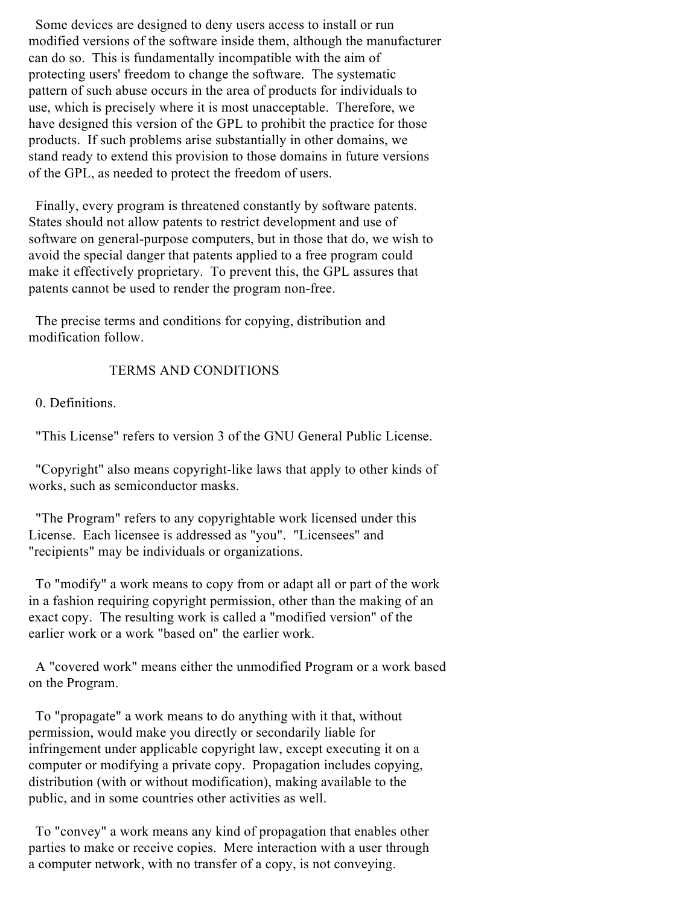Some devices are designed to deny users access to install or run modified versions of the software inside them, although the manufacturer can do so. This is fundamentally incompatible with the aim of protecting users' freedom to change the software. The systematic pattern of such abuse occurs in the area of products for individuals to use, which is precisely where it is most unacceptable. Therefore, we have designed this version of the GPL to prohibit the practice for those products. If such problems arise substantially in other domains, we stand ready to extend this provision to those domains in future versions of the GPL, as needed to protect the freedom of users.

Finally, every program is threatened constantly by software patents. States should not allow patents to restrict development and use of software on general-purpose computers, but in those that do, we wish to avoid the special danger that patents applied to a free program could make it effectively proprietary. To prevent this, the GPL assures that patents cannot be used to render the program non-free.

The precise terms and conditions for copying, distribution and modification follow.

## TERMS AND CONDITIONS

### 0. Definitions.

"This License" refers to version 3 of the GNU General Public License.

"Copyright" also means copyright-like laws that apply to other kinds of works, such as semiconductor masks.

"The Program" refers to any copyrightable work licensed under this License. Each licensee is addressed as "you". "Licensees" and "recipients" may be individuals or organizations.

To "modify" a work means to copy from or adapt all or part of the work in a fashion requiring copyright permission, other than the making of an exact copy. The resulting work is called a "modified version" of the earlier work or a work "based on" the earlier work.

A "covered work" means either the unmodified Program or a work based on the Program.

To "propagate" a work means to do anything with it that, without permission, would make you directly or secondarily liable for infringement under applicable copyright law, except executing it on a computer or modifying a private copy. Propagation includes copying, distribution (with or without modification), making available to the public, and in some countries other activities as well.

To "convey" a work means any kind of propagation that enables other parties to make or receive copies. Mere interaction with a user through a computer network, with no transfer of a copy, is not conveying.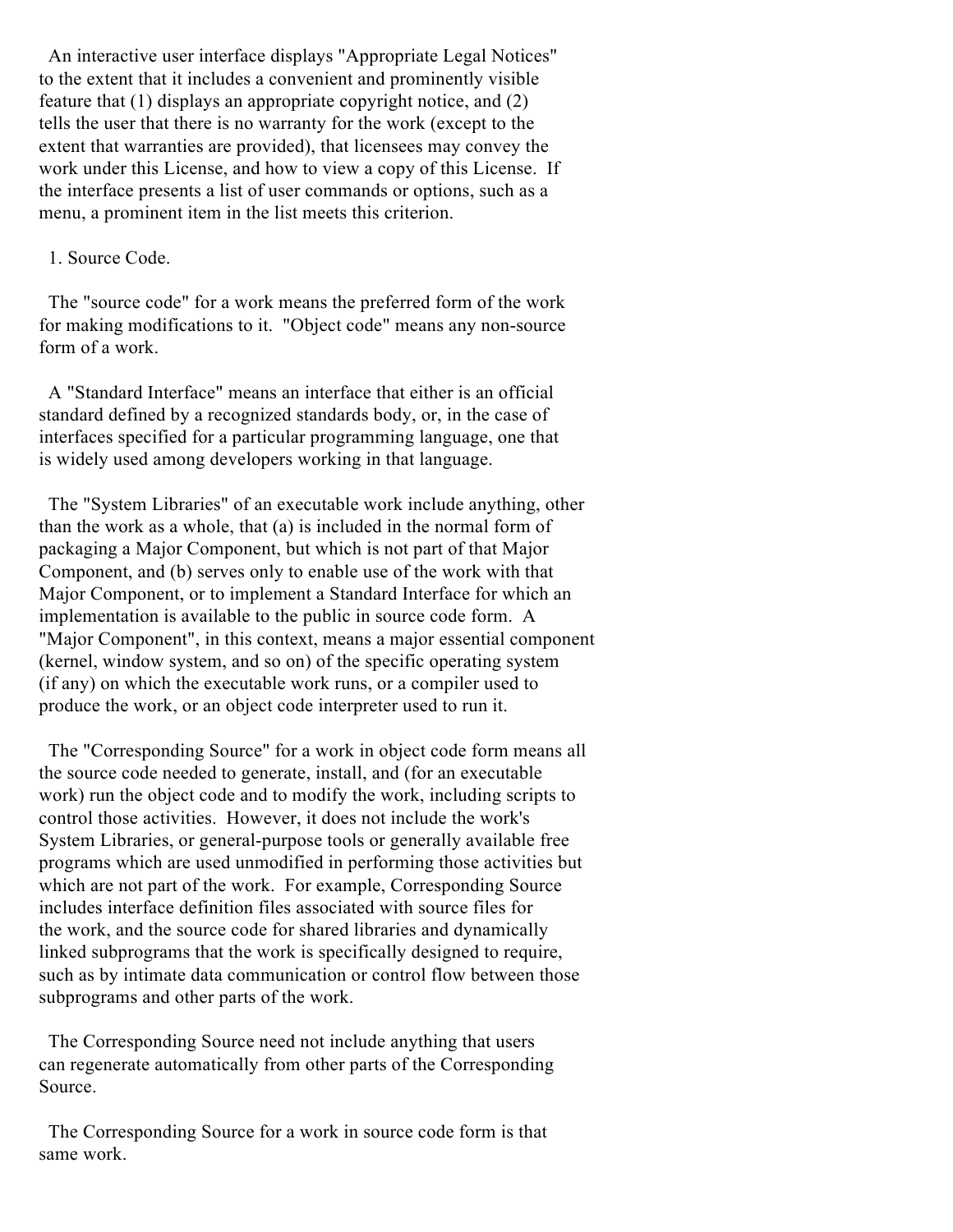An interactive user interface displays "Appropriate Legal Notices" to the extent that it includes a convenient and prominently visible feature that (1) displays an appropriate copyright notice, and (2) tells the user that there is no warranty for the work (except to the extent that warranties are provided), that licensees may convey the work under this License, and how to view a copy of this License. If the interface presents a list of user commands or options, such as a menu, a prominent item in the list meets this criterion.

1. Source Code.

The "source code" for a work means the preferred form of the work for making modifications to it. "Object code" means any non-source form of a work.

A "Standard Interface" means an interface that either is an official standard defined by a recognized standards body, or, in the case of interfaces specified for a particular programming language, one that is widely used among developers working in that language.

The "System Libraries" of an executable work include anything, other than the work as a whole, that (a) is included in the normal form of packaging a Major Component, but which is not part of that Major Component, and (b) serves only to enable use of the work with that Major Component, or to implement a Standard Interface for which an implementation is available to the public in source code form. A "Major Component", in this context, means a major essential component (kernel, window system, and so on) of the specific operating system (if any) on which the executable work runs, or a compiler used to produce the work, or an object code interpreter used to run it.

The "Corresponding Source" for a work in object code form means all the source code needed to generate, install, and (for an executable work) run the object code and to modify the work, including scripts to control those activities. However, it does not include the work's System Libraries, or general-purpose tools or generally available free programs which are used unmodified in performing those activities but which are not part of the work. For example, Corresponding Source includes interface definition files associated with source files for the work, and the source code for shared libraries and dynamically linked subprograms that the work is specifically designed to require, such as by intimate data communication or control flow between those subprograms and other parts of the work.

The Corresponding Source need not include anything that users can regenerate automatically from other parts of the Corresponding Source.

The Corresponding Source for a work in source code form is that same work.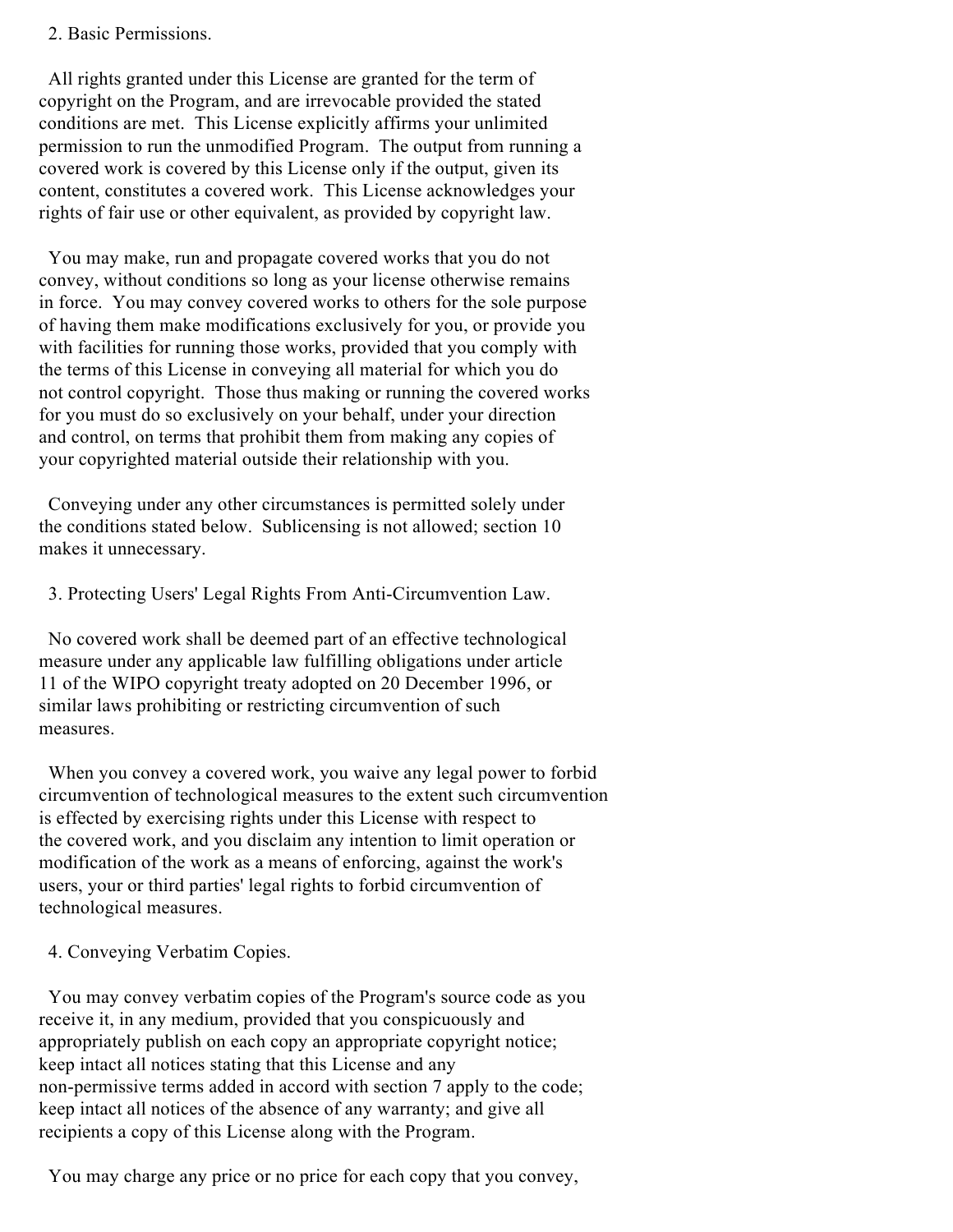## 2. Basic Permissions.

All rights granted under this License are granted for the term of copyright on the Program, and are irrevocable provided the stated conditions are met. This License explicitly affirms your unlimited permission to run the unmodified Program. The output from running a covered work is covered by this License only if the output, given its content, constitutes a covered work. This License acknowledges your rights of fair use or other equivalent, as provided by copyright law.

You may make, run and propagate covered works that you do not convey, without conditions so long as your license otherwise remains in force. You may convey covered works to others for the sole purpose of having them make modifications exclusively for you, or provide you with facilities for running those works, provided that you comply with the terms of this License in conveying all material for which you do not control copyright. Those thus making or running the covered works for you must do so exclusively on your behalf, under your direction and control, on terms that prohibit them from making any copies of your copyrighted material outside their relationship with you.

Conveying under any other circumstances is permitted solely under the conditions stated below. Sublicensing is not allowed; section 10 makes it unnecessary.

## 3. Protecting Users' Legal Rights From Anti-Circumvention Law.

No covered work shall be deemed part of an effective technological measure under any applicable law fulfilling obligations under article 11 of the WIPO copyright treaty adopted on 20 December 1996, or similar laws prohibiting or restricting circumvention of such measures.

When you convey a covered work, you waive any legal power to forbid circumvention of technological measures to the extent such circumvention is effected by exercising rights under this License with respect to the covered work, and you disclaim any intention to limit operation or modification of the work as a means of enforcing, against the work's users, your or third parties' legal rights to forbid circumvention of technological measures.

## 4. Conveying Verbatim Copies.

You may convey verbatim copies of the Program's source code as you receive it, in any medium, provided that you conspicuously and appropriately publish on each copy an appropriate copyright notice; keep intact all notices stating that this License and any non-permissive terms added in accord with section 7 apply to the code; keep intact all notices of the absence of any warranty; and give all recipients a copy of this License along with the Program.

You may charge any price or no price for each copy that you convey,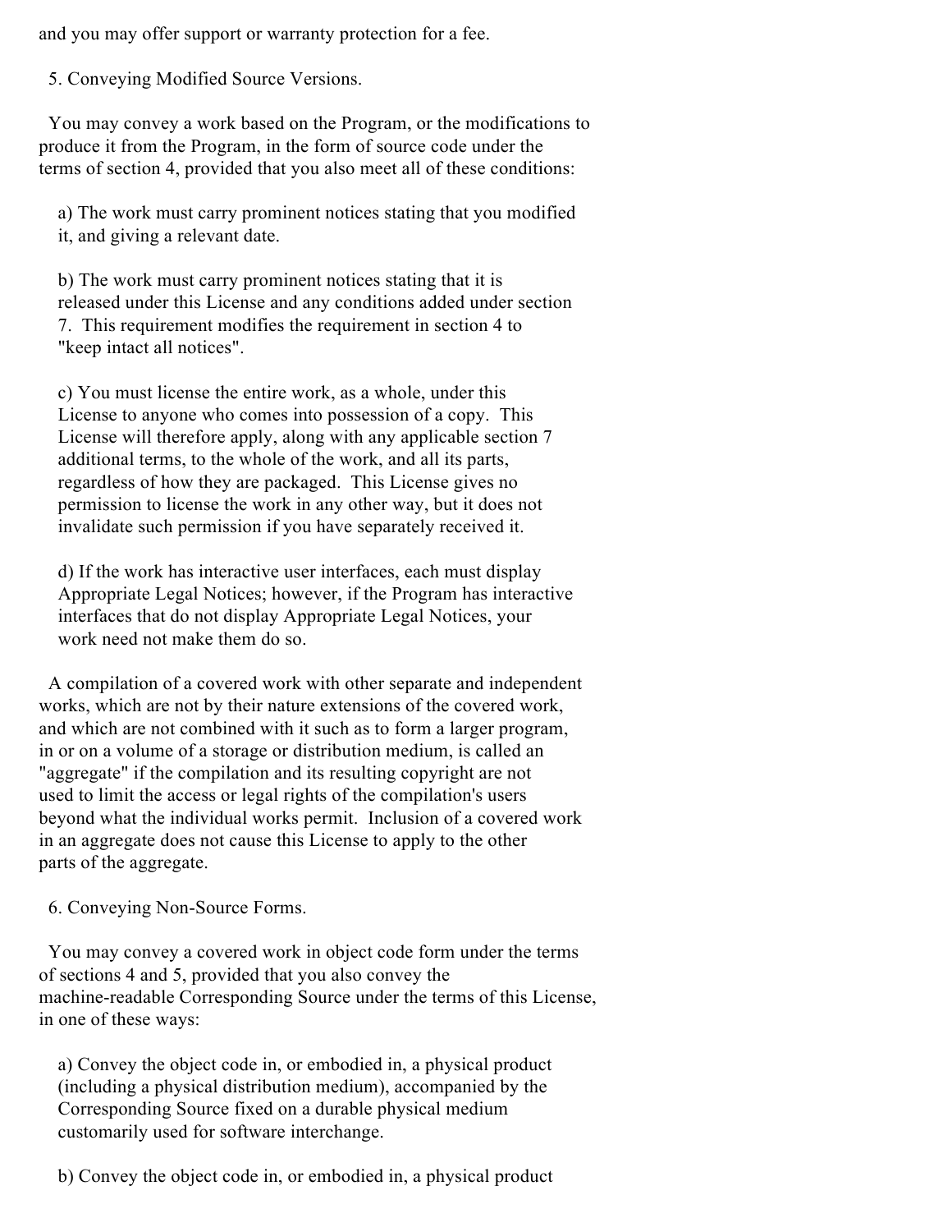and you may offer support or warranty protection for a fee.

## 5. Conveying Modified Source Versions.

You may convey a work based on the Program, or the modifications to produce it from the Program, in the form of source code under the terms of section 4, provided that you also meet all of these conditions:

a) The work must carry prominent notices stating that you modified it, and giving a relevant date.

b) The work must carry prominent notices stating that it is released under this License and any conditions added under section 7. This requirement modifies the requirement in section 4 to "keep intact all notices".

c) You must license the entire work, as a whole, under this License to anyone who comes into possession of a copy. This License will therefore apply, along with any applicable section 7 additional terms, to the whole of the work, and all its parts, regardless of how they are packaged. This License gives no permission to license the work in any other way, but it does not invalidate such permission if you have separately received it.

d) If the work has interactive user interfaces, each must display Appropriate Legal Notices; however, if the Program has interactive interfaces that do not display Appropriate Legal Notices, your work need not make them do so.

A compilation of a covered work with other separate and independent works, which are not by their nature extensions of the covered work, and which are not combined with it such as to form a larger program, in or on a volume of a storage or distribution medium, is called an "aggregate" if the compilation and its resulting copyright are not used to limit the access or legal rights of the compilation's users beyond what the individual works permit. Inclusion of a covered work in an aggregate does not cause this License to apply to the other parts of the aggregate.

## 6. Conveying Non-Source Forms.

You may convey a covered work in object code form under the terms of sections 4 and 5, provided that you also convey the machine-readable Corresponding Source under the terms of this License, in one of these ways:

a) Convey the object code in, or embodied in, a physical product (including a physical distribution medium), accompanied by the Corresponding Source fixed on a durable physical medium customarily used for software interchange.

b) Convey the object code in, or embodied in, a physical product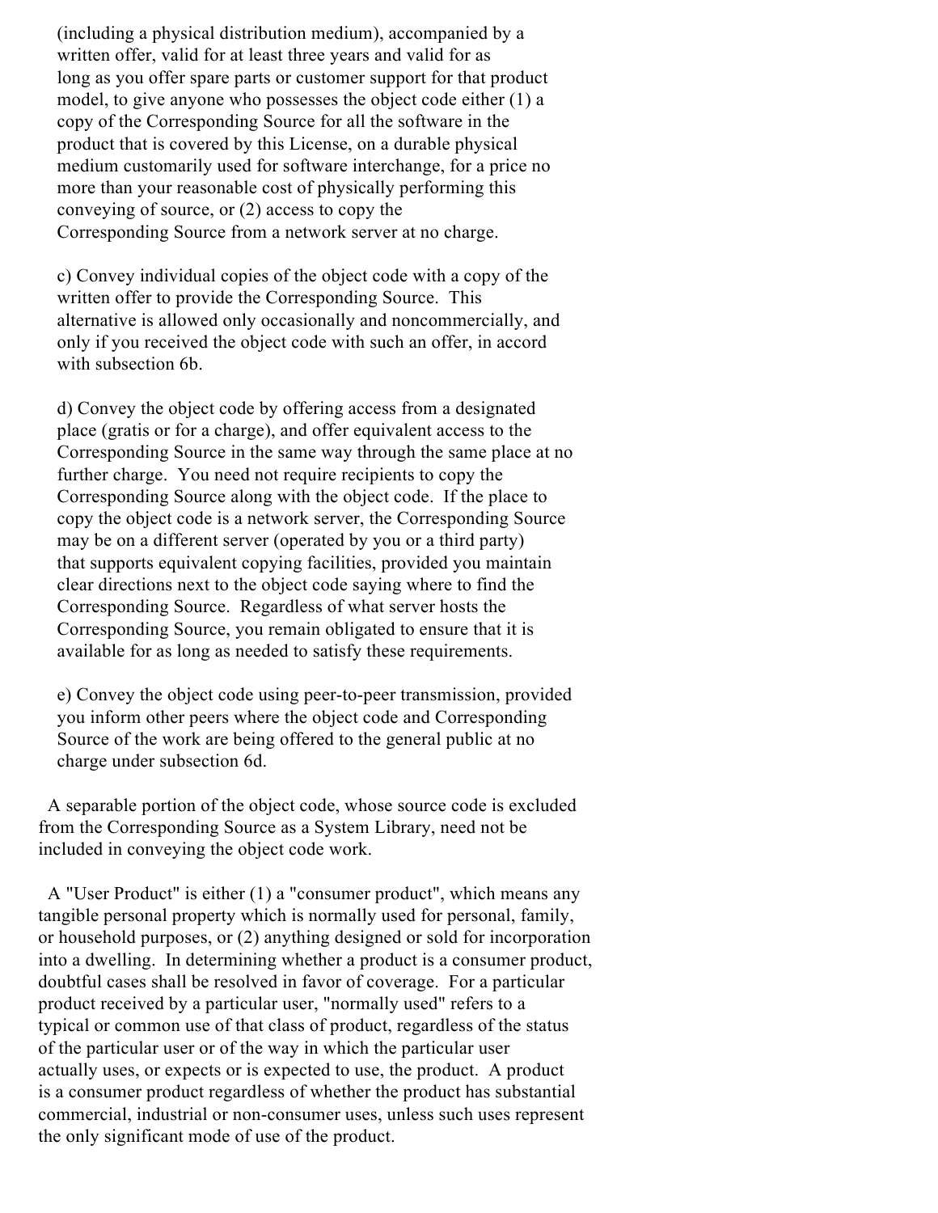(including a physical distribution medium), accompanied by a written offer, valid for at least three years and valid for as long as you offer spare parts or customer support for that product model, to give anyone who possesses the object code either (1) a copy of the Corresponding Source for all the software in the product that is covered by this License, on a durable physical medium customarily used for software interchange, for a price no more than your reasonable cost of physically performing this conveying of source, or (2) access to copy the Corresponding Source from a network server at no charge.

c) Convey individual copies of the object code with a copy of the written offer to provide the Corresponding Source. This alternative is allowed only occasionally and noncommercially, and only if you received the object code with such an offer, in accord with subsection 6b.

d) Convey the object code by offering access from a designated place (gratis or for a charge), and offer equivalent access to the Corresponding Source in the same way through the same place at no further charge. You need not require recipients to copy the Corresponding Source along with the object code. If the place to copy the object code is a network server, the Corresponding Source may be on a different server (operated by you or a third party) that supports equivalent copying facilities, provided you maintain clear directions next to the object code saying where to find the Corresponding Source. Regardless of what server hosts the Corresponding Source, you remain obligated to ensure that it is available for as long as needed to satisfy these requirements.

e) Convey the object code using peer-to-peer transmission, provided you inform other peers where the object code and Corresponding Source of the work are being offered to the general public at no charge under subsection 6d.

A separable portion of the object code, whose source code is excluded from the Corresponding Source as a System Library, need not be included in conveying the object code work.

A "User Product" is either (1) a "consumer product", which means any tangible personal property which is normally used for personal, family, or household purposes, or (2) anything designed or sold for incorporation into a dwelling. In determining whether a product is a consumer product, doubtful cases shall be resolved in favor of coverage. For a particular product received by a particular user, "normally used" refers to a typical or common use of that class of product, regardless of the status of the particular user or of the way in which the particular user actually uses, or expects or is expected to use, the product. A product is a consumer product regardless of whether the product has substantial commercial, industrial or non-consumer uses, unless such uses represent the only significant mode of use of the product.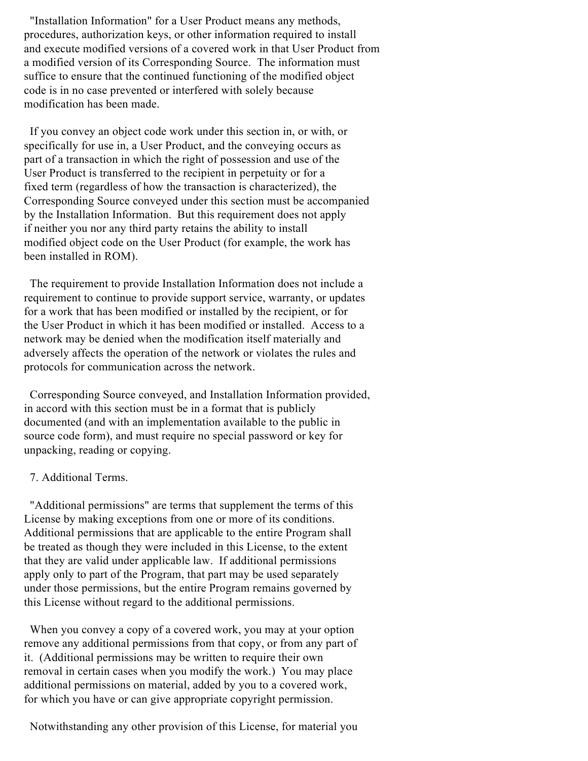"Installation Information" for a User Product means any methods, procedures, authorization keys, or other information required to install and execute modified versions of a covered work in that User Product from a modified version of its Corresponding Source. The information must suffice to ensure that the continued functioning of the modified object code is in no case prevented or interfered with solely because modification has been made.

If you convey an object code work under this section in, or with, or specifically for use in, a User Product, and the conveying occurs as part of a transaction in which the right of possession and use of the User Product is transferred to the recipient in perpetuity or for a fixed term (regardless of how the transaction is characterized), the Corresponding Source conveyed under this section must be accompanied by the Installation Information. But this requirement does not apply if neither you nor any third party retains the ability to install modified object code on the User Product (for example, the work has been installed in ROM).

The requirement to provide Installation Information does not include a requirement to continue to provide support service, warranty, or updates for a work that has been modified or installed by the recipient, or for the User Product in which it has been modified or installed. Access to a network may be denied when the modification itself materially and adversely affects the operation of the network or violates the rules and protocols for communication across the network.

Corresponding Source conveyed, and Installation Information provided, in accord with this section must be in a format that is publicly documented (and with an implementation available to the public in source code form), and must require no special password or key for unpacking, reading or copying.

7. Additional Terms.

"Additional permissions" are terms that supplement the terms of this License by making exceptions from one or more of its conditions. Additional permissions that are applicable to the entire Program shall be treated as though they were included in this License, to the extent that they are valid under applicable law. If additional permissions apply only to part of the Program, that part may be used separately under those permissions, but the entire Program remains governed by this License without regard to the additional permissions.

When you convey a copy of a covered work, you may at your option remove any additional permissions from that copy, or from any part of it. (Additional permissions may be written to require their own removal in certain cases when you modify the work.) You may place additional permissions on material, added by you to a covered work, for which you have or can give appropriate copyright permission.

Notwithstanding any other provision of this License, for material you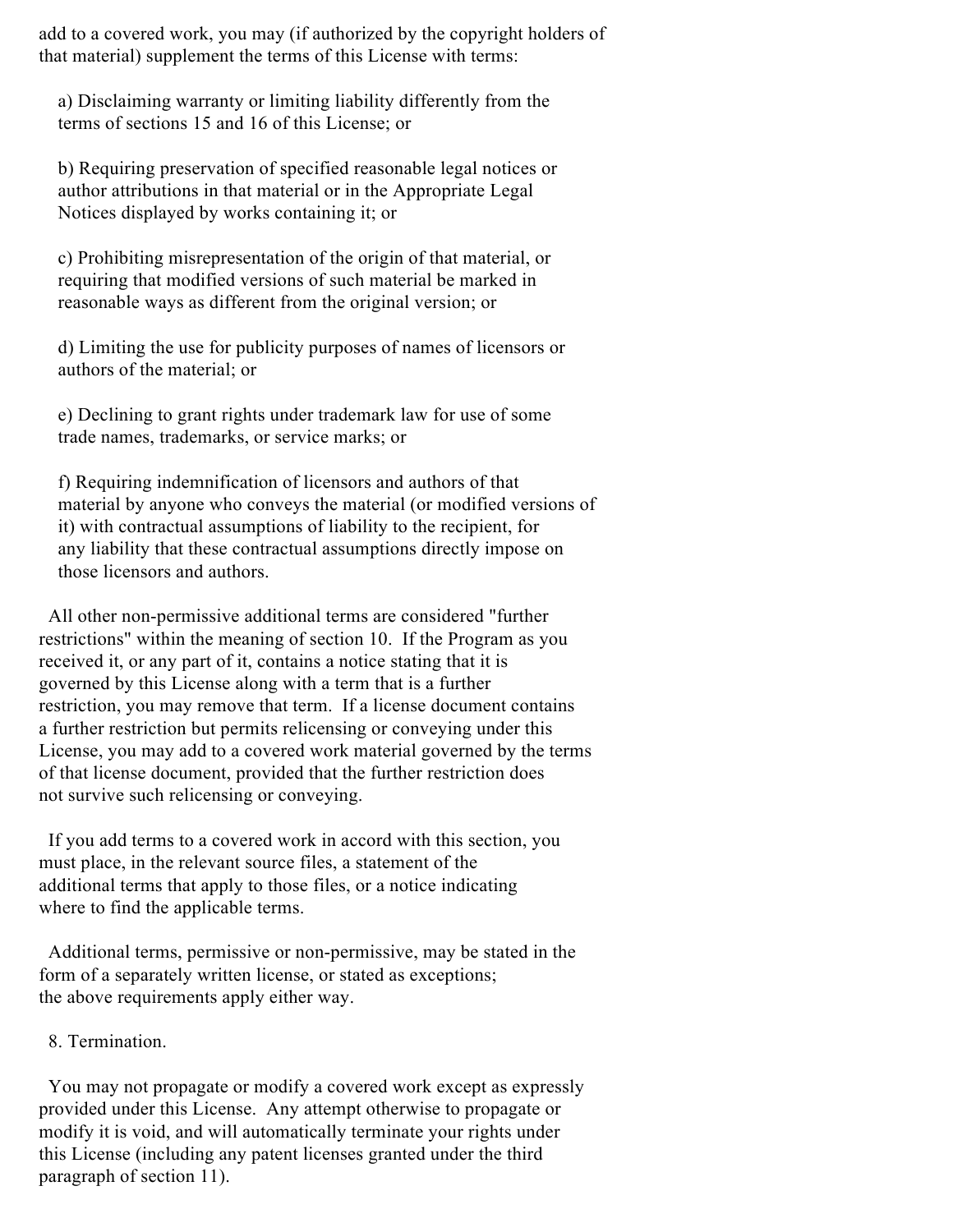add to a covered work, you may (if authorized by the copyright holders of that material) supplement the terms of this License with terms:

a) Disclaiming warranty or limiting liability differently from the terms of sections 15 and 16 of this License; or

b) Requiring preservation of specified reasonable legal notices or author attributions in that material or in the Appropriate Legal Notices displayed by works containing it; or

c) Prohibiting misrepresentation of the origin of that material, or requiring that modified versions of such material be marked in reasonable ways as different from the original version; or

d) Limiting the use for publicity purposes of names of licensors or authors of the material; or

e) Declining to grant rights under trademark law for use of some trade names, trademarks, or service marks; or

f) Requiring indemnification of licensors and authors of that material by anyone who conveys the material (or modified versions of it) with contractual assumptions of liability to the recipient, for any liability that these contractual assumptions directly impose on those licensors and authors.

All other non-permissive additional terms are considered "further restrictions" within the meaning of section 10. If the Program as you received it, or any part of it, contains a notice stating that it is governed by this License along with a term that is a further restriction, you may remove that term. If a license document contains a further restriction but permits relicensing or conveying under this License, you may add to a covered work material governed by the terms of that license document, provided that the further restriction does not survive such relicensing or conveying.

If you add terms to a covered work in accord with this section, you must place, in the relevant source files, a statement of the additional terms that apply to those files, or a notice indicating where to find the applicable terms.

Additional terms, permissive or non-permissive, may be stated in the form of a separately written license, or stated as exceptions; the above requirements apply either way.

8. Termination.

You may not propagate or modify a covered work except as expressly provided under this License. Any attempt otherwise to propagate or modify it is void, and will automatically terminate your rights under this License (including any patent licenses granted under the third paragraph of section 11).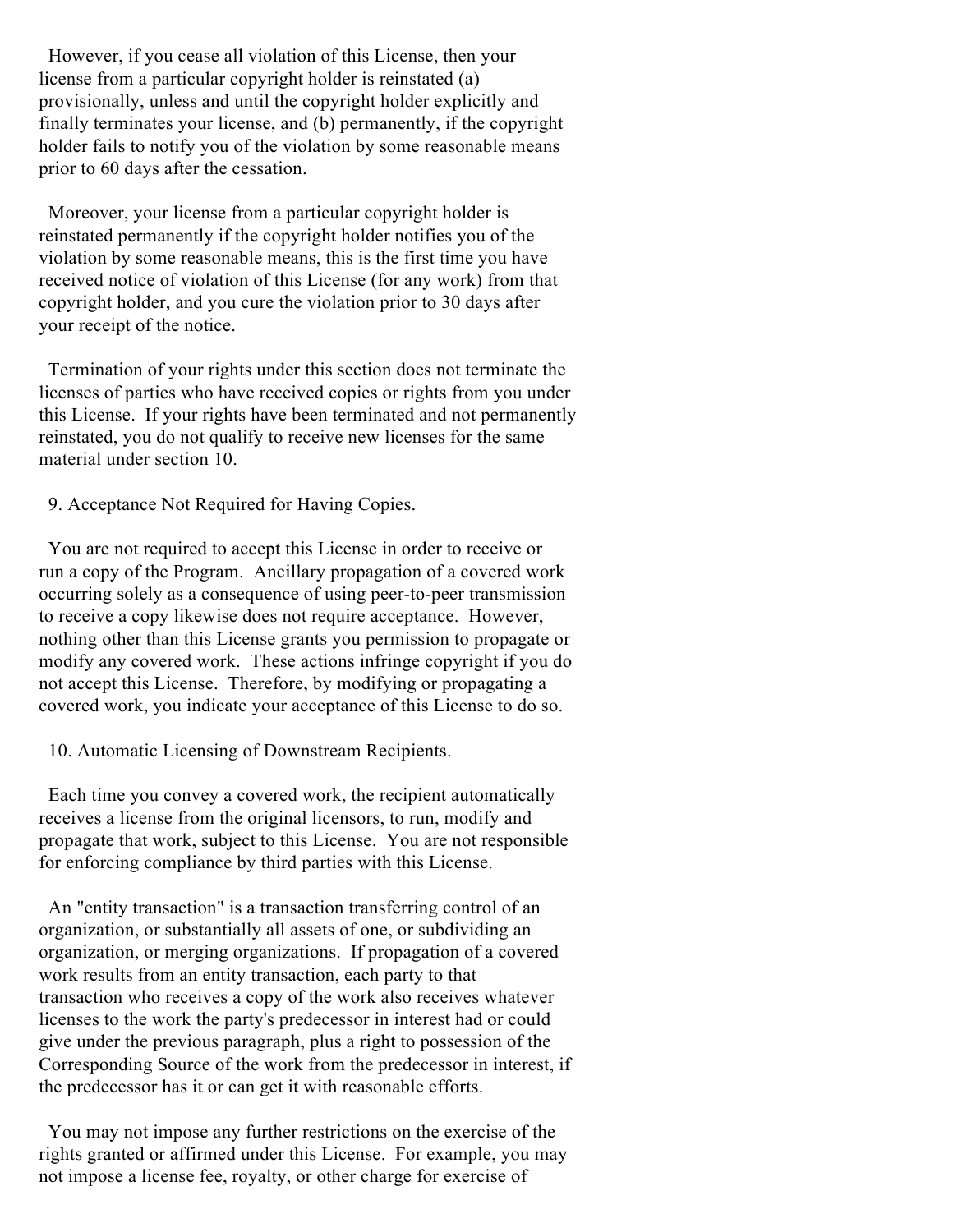However, if you cease all violation of this License, then your license from a particular copyright holder is reinstated (a) provisionally, unless and until the copyright holder explicitly and finally terminates your license, and (b) permanently, if the copyright holder fails to notify you of the violation by some reasonable means prior to 60 days after the cessation.

Moreover, your license from a particular copyright holder is reinstated permanently if the copyright holder notifies you of the violation by some reasonable means, this is the first time you have received notice of violation of this License (for any work) from that copyright holder, and you cure the violation prior to 30 days after your receipt of the notice.

Termination of your rights under this section does not terminate the licenses of parties who have received copies or rights from you under this License. If your rights have been terminated and not permanently reinstated, you do not qualify to receive new licenses for the same material under section 10.

## 9. Acceptance Not Required for Having Copies.

You are not required to accept this License in order to receive or run a copy of the Program. Ancillary propagation of a covered work occurring solely as a consequence of using peer-to-peer transmission to receive a copy likewise does not require acceptance. However, nothing other than this License grants you permission to propagate or modify any covered work. These actions infringe copyright if you do not accept this License. Therefore, by modifying or propagating a covered work, you indicate your acceptance of this License to do so.

## 10. Automatic Licensing of Downstream Recipients.

Each time you convey a covered work, the recipient automatically receives a license from the original licensors, to run, modify and propagate that work, subject to this License. You are not responsible for enforcing compliance by third parties with this License.

An "entity transaction" is a transaction transferring control of an organization, or substantially all assets of one, or subdividing an organization, or merging organizations. If propagation of a covered work results from an entity transaction, each party to that transaction who receives a copy of the work also receives whatever licenses to the work the party's predecessor in interest had or could give under the previous paragraph, plus a right to possession of the Corresponding Source of the work from the predecessor in interest, if the predecessor has it or can get it with reasonable efforts.

You may not impose any further restrictions on the exercise of the rights granted or affirmed under this License. For example, you may not impose a license fee, royalty, or other charge for exercise of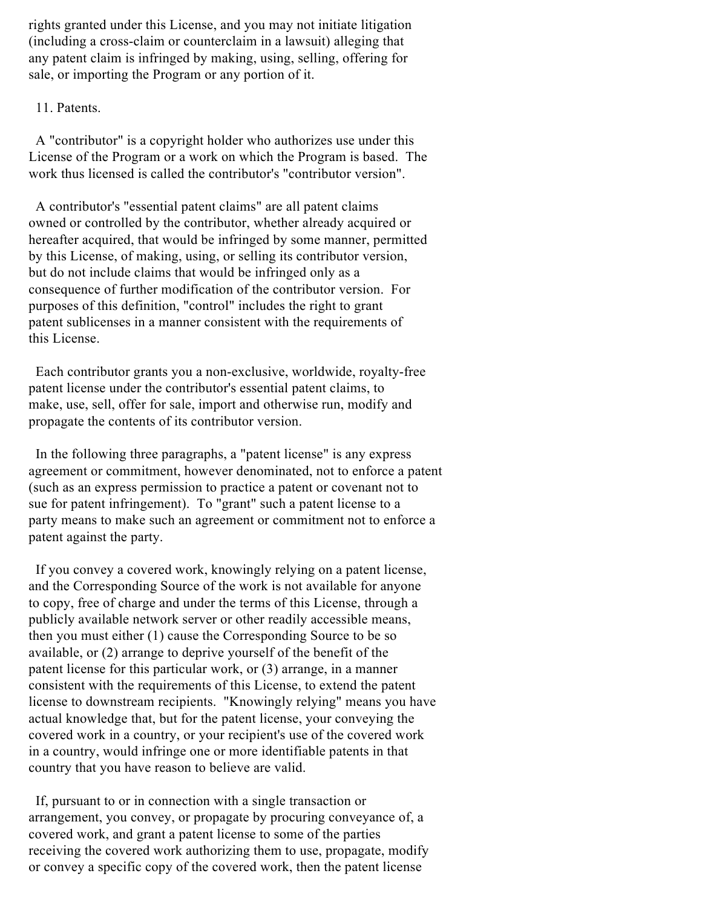rights granted under this License, and you may not initiate litigation (including a cross-claim or counterclaim in a lawsuit) alleging that any patent claim is infringed by making, using, selling, offering for sale, or importing the Program or any portion of it.

11. Patents.

A "contributor" is a copyright holder who authorizes use under this License of the Program or a work on which the Program is based. The work thus licensed is called the contributor's "contributor version".

A contributor's "essential patent claims" are all patent claims owned or controlled by the contributor, whether already acquired or hereafter acquired, that would be infringed by some manner, permitted by this License, of making, using, or selling its contributor version, but do not include claims that would be infringed only as a consequence of further modification of the contributor version. For purposes of this definition, "control" includes the right to grant patent sublicenses in a manner consistent with the requirements of this License.

Each contributor grants you a non-exclusive, worldwide, royalty-free patent license under the contributor's essential patent claims, to make, use, sell, offer for sale, import and otherwise run, modify and propagate the contents of its contributor version.

In the following three paragraphs, a "patent license" is any express agreement or commitment, however denominated, not to enforce a patent (such as an express permission to practice a patent or covenant not to sue for patent infringement). To "grant" such a patent license to a party means to make such an agreement or commitment not to enforce a patent against the party.

If you convey a covered work, knowingly relying on a patent license, and the Corresponding Source of the work is not available for anyone to copy, free of charge and under the terms of this License, through a publicly available network server or other readily accessible means, then you must either (1) cause the Corresponding Source to be so available, or (2) arrange to deprive yourself of the benefit of the patent license for this particular work, or (3) arrange, in a manner consistent with the requirements of this License, to extend the patent license to downstream recipients. "Knowingly relying" means you have actual knowledge that, but for the patent license, your conveying the covered work in a country, or your recipient's use of the covered work in a country, would infringe one or more identifiable patents in that country that you have reason to believe are valid.

If, pursuant to or in connection with a single transaction or arrangement, you convey, or propagate by procuring conveyance of, a covered work, and grant a patent license to some of the parties receiving the covered work authorizing them to use, propagate, modify or convey a specific copy of the covered work, then the patent license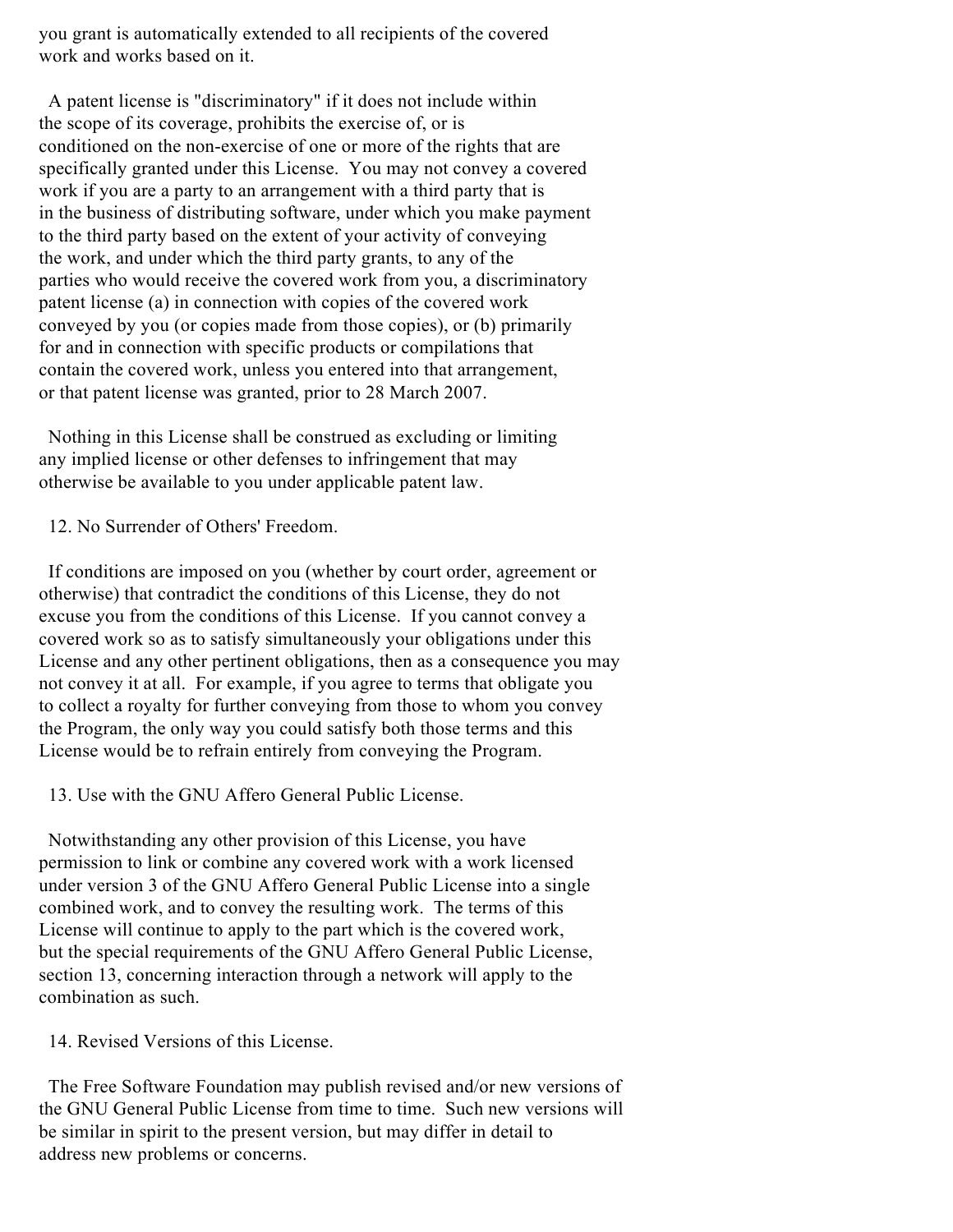you grant is automatically extended to all recipients of the covered work and works based on it.

A patent license is "discriminatory" if it does not include within the scope of its coverage, prohibits the exercise of, or is conditioned on the non-exercise of one or more of the rights that are specifically granted under this License. You may not convey a covered work if you are a party to an arrangement with a third party that is in the business of distributing software, under which you make payment to the third party based on the extent of your activity of conveying the work, and under which the third party grants, to any of the parties who would receive the covered work from you, a discriminatory patent license (a) in connection with copies of the covered work conveyed by you (or copies made from those copies), or (b) primarily for and in connection with specific products or compilations that contain the covered work, unless you entered into that arrangement, or that patent license was granted, prior to 28 March 2007.

Nothing in this License shall be construed as excluding or limiting any implied license or other defenses to infringement that may otherwise be available to you under applicable patent law.

## 12. No Surrender of Others' Freedom.

If conditions are imposed on you (whether by court order, agreement or otherwise) that contradict the conditions of this License, they do not excuse you from the conditions of this License. If you cannot convey a covered work so as to satisfy simultaneously your obligations under this License and any other pertinent obligations, then as a consequence you may not convey it at all. For example, if you agree to terms that obligate you to collect a royalty for further conveying from those to whom you convey the Program, the only way you could satisfy both those terms and this License would be to refrain entirely from conveying the Program.

## 13. Use with the GNU Affero General Public License.

Notwithstanding any other provision of this License, you have permission to link or combine any covered work with a work licensed under version 3 of the GNU Affero General Public License into a single combined work, and to convey the resulting work. The terms of this License will continue to apply to the part which is the covered work, but the special requirements of the GNU Affero General Public License, section 13, concerning interaction through a network will apply to the combination as such.

## 14. Revised Versions of this License.

The Free Software Foundation may publish revised and/or new versions of the GNU General Public License from time to time. Such new versions will be similar in spirit to the present version, but may differ in detail to address new problems or concerns.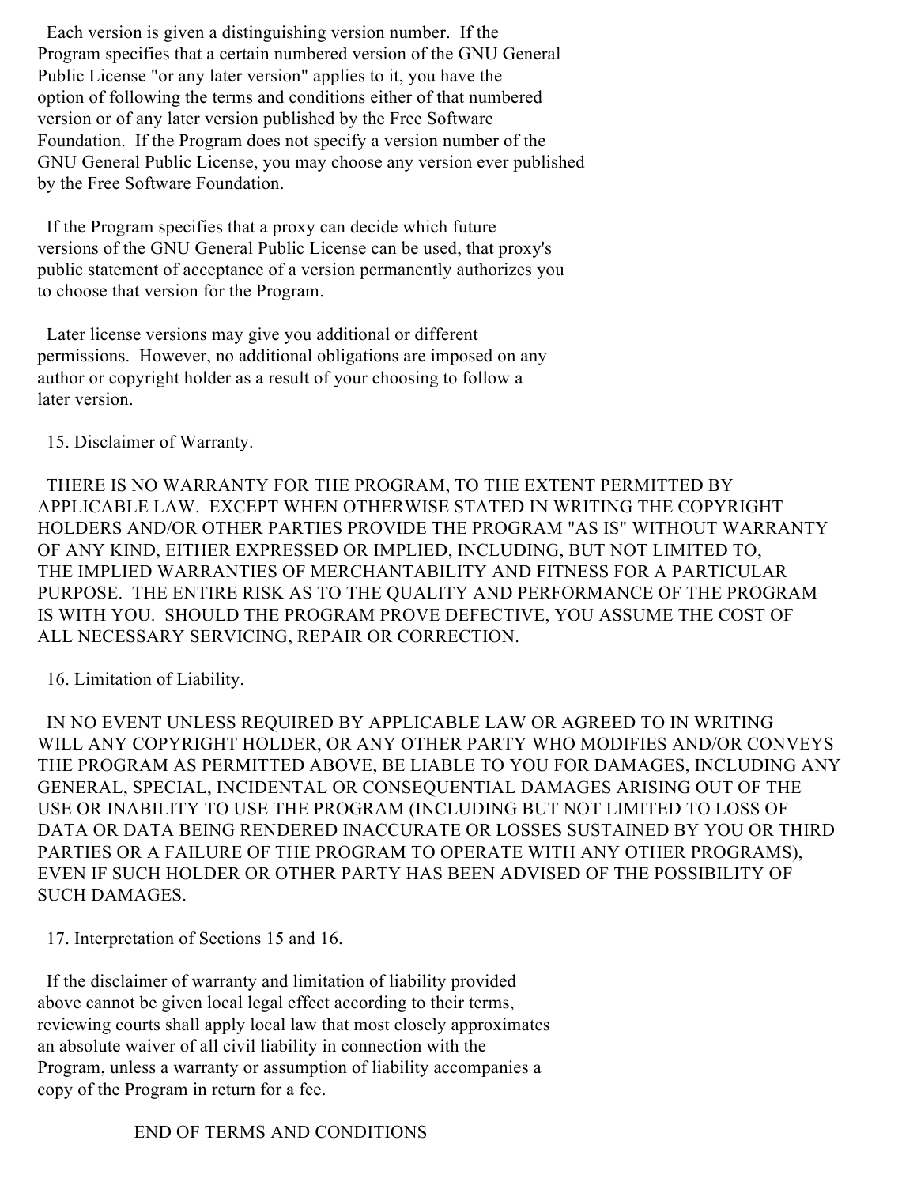Each version is given a distinguishing version number. If the Program specifies that a certain numbered version of the GNU General Public License "or any later version" applies to it, you have the option of following the terms and conditions either of that numbered version or of any later version published by the Free Software Foundation. If the Program does not specify a version number of the GNU General Public License, you may choose any version ever published by the Free Software Foundation.

If the Program specifies that a proxy can decide which future versions of the GNU General Public License can be used, that proxy's public statement of acceptance of a version permanently authorizes you to choose that version for the Program.

Later license versions may give you additional or different permissions. However, no additional obligations are imposed on any author or copyright holder as a result of your choosing to follow a later version.

15. Disclaimer of Warranty.

THERE IS NO WARRANTY FOR THE PROGRAM, TO THE EXTENT PERMITTED BY APPLICABLE LAW. EXCEPT WHEN OTHERWISE STATED IN WRITING THE COPYRIGHT HOLDERS AND/OR OTHER PARTIES PROVIDE THE PROGRAM "AS IS" WITHOUT WARRANTY OF ANY KIND, EITHER EXPRESSED OR IMPLIED, INCLUDING, BUT NOT LIMITED TO, THE IMPLIED WARRANTIES OF MERCHANTABILITY AND FITNESS FOR A PARTICULAR PURPOSE. THE ENTIRE RISK AS TO THE QUALITY AND PERFORMANCE OF THE PROGRAM IS WITH YOU. SHOULD THE PROGRAM PROVE DEFECTIVE, YOU ASSUME THE COST OF ALL NECESSARY SERVICING, REPAIR OR CORRECTION.

16. Limitation of Liability.

IN NO EVENT UNLESS REQUIRED BY APPLICABLE LAW OR AGREED TO IN WRITING WILL ANY COPYRIGHT HOLDER, OR ANY OTHER PARTY WHO MODIFIES AND/OR CONVEYS THE PROGRAM AS PERMITTED ABOVE, BE LIABLE TO YOU FOR DAMAGES, INCLUDING ANY GENERAL, SPECIAL, INCIDENTAL OR CONSEQUENTIAL DAMAGES ARISING OUT OF THE USE OR INABILITY TO USE THE PROGRAM (INCLUDING BUT NOT LIMITED TO LOSS OF DATA OR DATA BEING RENDERED INACCURATE OR LOSSES SUSTAINED BY YOU OR THIRD PARTIES OR A FAILURE OF THE PROGRAM TO OPERATE WITH ANY OTHER PROGRAMS), EVEN IF SUCH HOLDER OR OTHER PARTY HAS BEEN ADVISED OF THE POSSIBILITY OF SUCH DAMAGES.

17. Interpretation of Sections 15 and 16.

If the disclaimer of warranty and limitation of liability provided above cannot be given local legal effect according to their terms, reviewing courts shall apply local law that most closely approximates an absolute waiver of all civil liability in connection with the Program, unless a warranty or assumption of liability accompanies a copy of the Program in return for a fee.

END OF TERMS AND CONDITIONS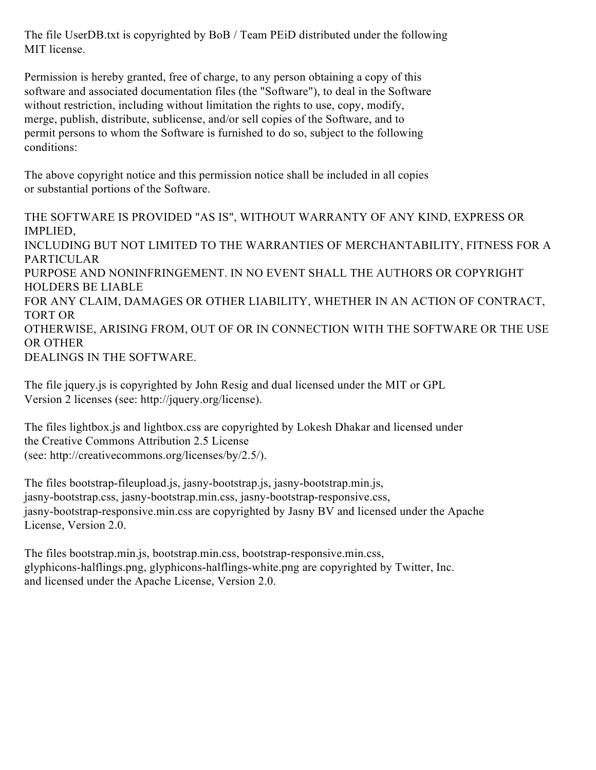The file UserDB.txt is copyrighted by BoB / Team PEiD distributed under the following MIT license.

Permission is hereby granted, free of charge, to any person obtaining a copy of this software and associated documentation files (the "Software"), to deal in the Software without restriction, including without limitation the rights to use, copy, modify, merge, publish, distribute, sublicense, and/or sell copies of the Software, and to permit persons to whom the Software is furnished to do so, subject to the following conditions:

The above copyright notice and this permission notice shall be included in all copies or substantial portions of the Software.

THE SOFTWARE IS PROVIDED "AS IS", WITHOUT WARRANTY OF ANY KIND, EXPRESS OR IMPLIED,
INCLUDING BUT NOT LIMITED TO THE WARRANTIES OF MERCHANTABILITY, FITNESS FOR A PARTICULAR
PURPOSE AND NONINFRINGEMENT. IN NO EVENT SHALL THE AUTHORS OR COPYRIGHT HOLDERS BE LIABLE
FOR ANY CLAIM, DAMAGES OR OTHER LIABILITY, WHETHER IN AN ACTION OF CONTRACT, TORT OR
OTHERWISE, ARISING FROM, OUT OF OR IN CONNECTION WITH THE SOFTWARE OR THE USE OR OTHER
DEALINGS IN THE SOFTWARE.

The file jquery.js is copyrighted by John Resig and dual licensed under the MIT or GPL Version 2 licenses (see: http://jquery.org/license).

The files lightbox.js and lightbox.css are copyrighted by Lokesh Dhakar and licensed under the Creative Commons Attribution 2.5 License
(see: http://creativecommons.org/licenses/by/2.5/).

The files bootstrap-fileupload.js, jasny-bootstrap.js, jasny-bootstrap.min.js, jasny-bootstrap.css, jasny-bootstrap.min.css, jasny-bootstrap-responsive.css, jasny-bootstrap-responsive.min.css are copyrighted by Jasny BV and licensed under the Apache License, Version 2.0.

The files bootstrap.min.js, bootstrap.min.css, bootstrap-responsive.min.css, glyphicons-halflings.png, glyphicons-halflings-white.png are copyrighted by Twitter, Inc. and licensed under the Apache License, Version 2.0.